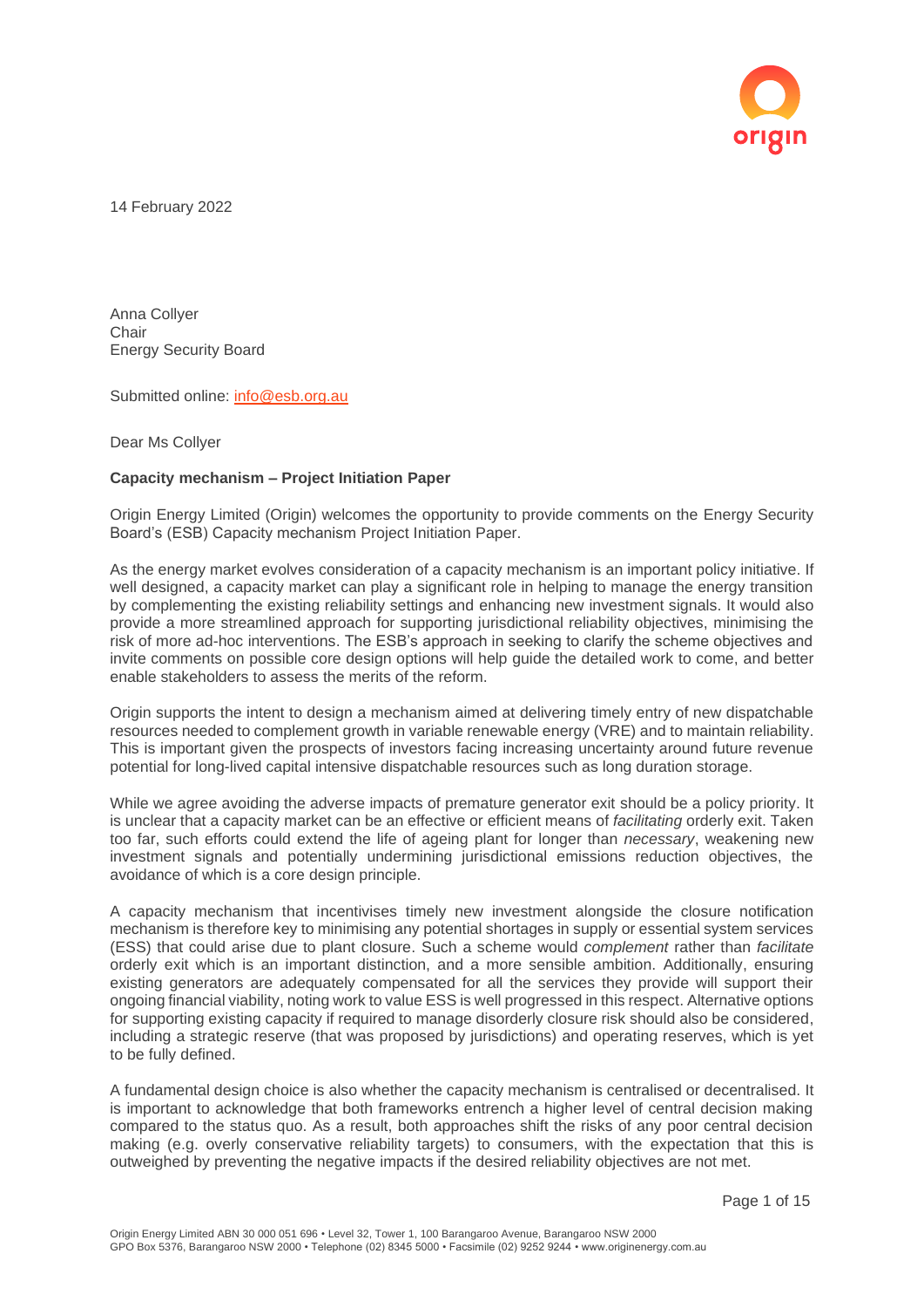14 February 2022

Anna Collyer
Chair
Energy Security Board

Submitted online: info@esb.org.au

Dear Ms Collyer

**Capacity mechanism – Project Initiation Paper**

Origin Energy Limited (Origin) welcomes the opportunity to provide comments on the Energy Security Board's (ESB) Capacity mechanism Project Initiation Paper.

As the energy market evolves consideration of a capacity mechanism is an important policy initiative. If well designed, a capacity market can play a significant role in helping to manage the energy transition by complementing the existing reliability settings and enhancing new investment signals. It would also provide a more streamlined approach for supporting jurisdictional reliability objectives, minimising the risk of more ad-hoc interventions. The ESB's approach in seeking to clarify the scheme objectives and invite comments on possible core design options will help guide the detailed work to come, and better enable stakeholders to assess the merits of the reform.

Origin supports the intent to design a mechanism aimed at delivering timely entry of new dispatchable resources needed to complement growth in variable renewable energy (VRE) and to maintain reliability. This is important given the prospects of investors facing increasing uncertainty around future revenue potential for long-lived capital intensive dispatchable resources such as long duration storage.

While we agree avoiding the adverse impacts of premature generator exit should be a policy priority. It is unclear that a capacity market can be an effective or efficient means of *facilitating* orderly exit. Taken too far, such efforts could extend the life of ageing plant for longer than *necessary*, weakening new investment signals and potentially undermining jurisdictional emissions reduction objectives, the avoidance of which is a core design principle.

A capacity mechanism that incentivises timely new investment alongside the closure notification mechanism is therefore key to minimising any potential shortages in supply or essential system services (ESS) that could arise due to plant closure. Such a scheme would *complement* rather than *facilitate* orderly exit which is an important distinction, and a more sensible ambition. Additionally, ensuring existing generators are adequately compensated for all the services they provide will support their ongoing financial viability, noting work to value ESS is well progressed in this respect. Alternative options for supporting existing capacity if required to manage disorderly closure risk should also be considered, including a strategic reserve (that was proposed by jurisdictions) and operating reserves, which is yet to be fully defined.

A fundamental design choice is also whether the capacity mechanism is centralised or decentralised. It is important to acknowledge that both frameworks entrench a higher level of central decision making compared to the status quo. As a result, both approaches shift the risks of any poor central decision making (e.g. overly conservative reliability targets) to consumers, with the expectation that this is outweighed by preventing the negative impacts if the desired reliability objectives are not met.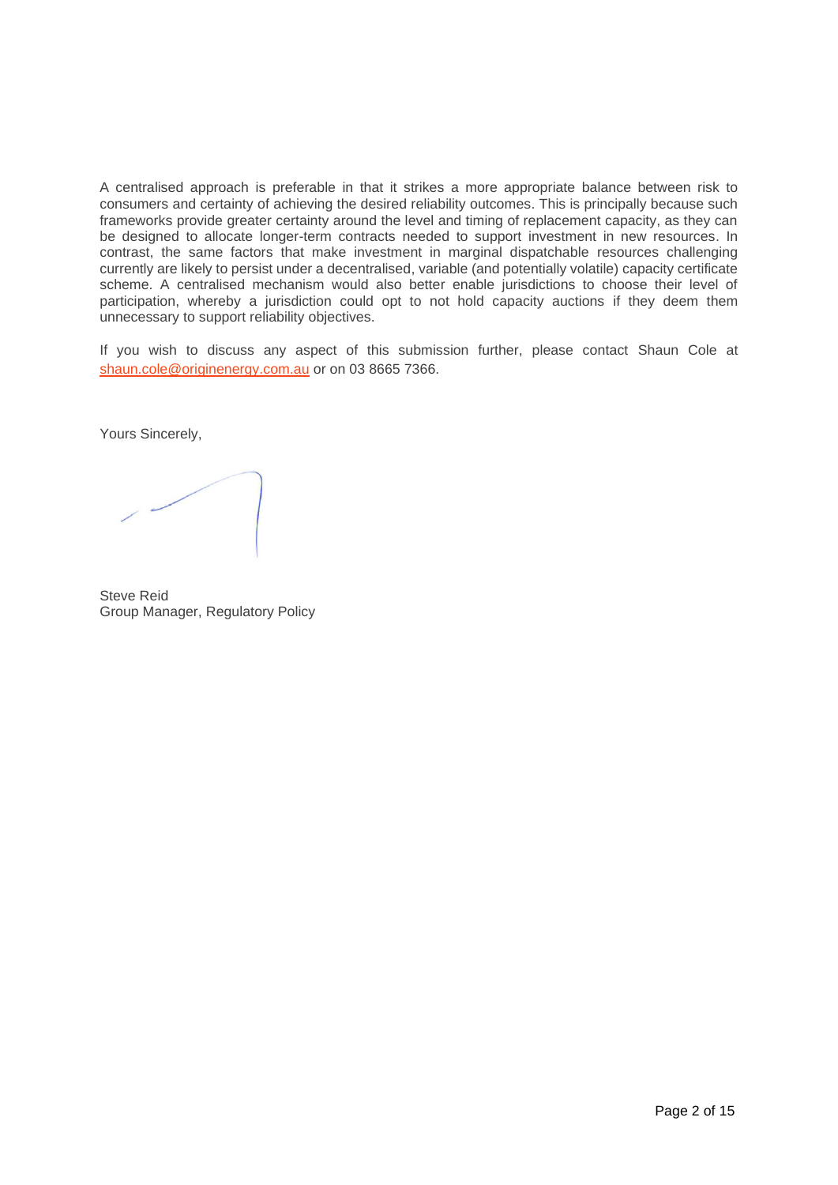A centralised approach is preferable in that it strikes a more appropriate balance between risk to consumers and certainty of achieving the desired reliability outcomes. This is principally because such frameworks provide greater certainty around the level and timing of replacement capacity, as they can be designed to allocate longer-term contracts needed to support investment in new resources. In contrast, the same factors that make investment in marginal dispatchable resources challenging currently are likely to persist under a decentralised, variable (and potentially volatile) capacity certificate scheme. A centralised mechanism would also better enable jurisdictions to choose their level of participation, whereby a jurisdiction could opt to not hold capacity auctions if they deem them unnecessary to support reliability objectives.

If you wish to discuss any aspect of this submission further, please contact Shaun Cole at [shaun.cole@originenergy.com.au](mailto:shaun.cole@originenergy.com.au) or on 03 8665 7366.

Yours Sincerely,

Steve Reid
Group Manager, Regulatory Policy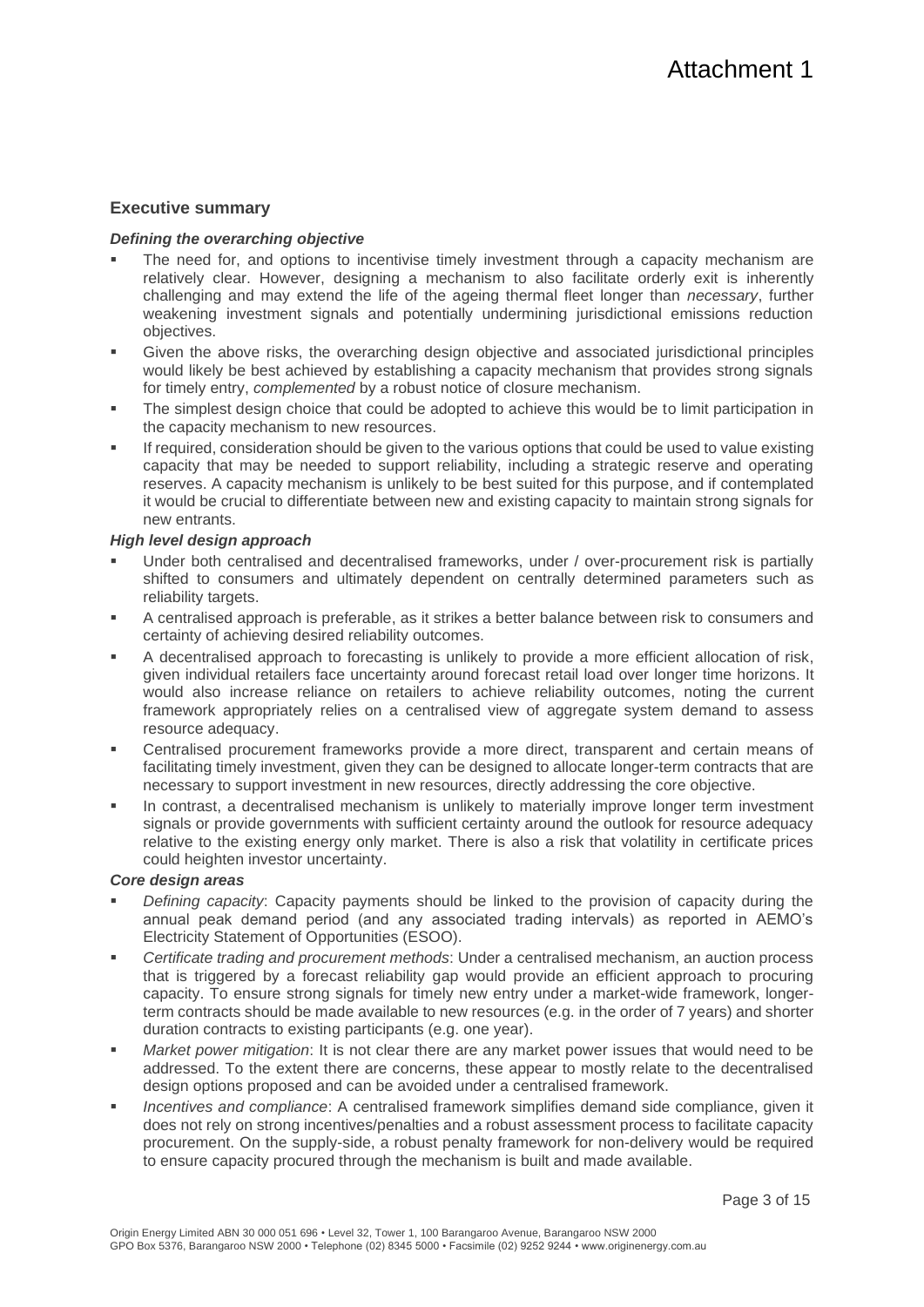# Attachment 1

## Executive summary

### *Defining the overarching objective*

- The need for, and options to incentivise timely investment through a capacity mechanism are relatively clear. However, designing a mechanism to also facilitate orderly exit is inherently challenging and may extend the life of the ageing thermal fleet longer than *necessary*, further weakening investment signals and potentially undermining jurisdictional emissions reduction objectives.
- Given the above risks, the overarching design objective and associated jurisdictional principles would likely be best achieved by establishing a capacity mechanism that provides strong signals for timely entry, *complemented* by a robust notice of closure mechanism.
- The simplest design choice that could be adopted to achieve this would be to limit participation in the capacity mechanism to new resources.
- If required, consideration should be given to the various options that could be used to value existing capacity that may be needed to support reliability, including a strategic reserve and operating reserves. A capacity mechanism is unlikely to be best suited for this purpose, and if contemplated it would be crucial to differentiate between new and existing capacity to maintain strong signals for new entrants.

### *High level design approach*

- Under both centralised and decentralised frameworks, under / over-procurement risk is partially shifted to consumers and ultimately dependent on centrally determined parameters such as reliability targets.
- A centralised approach is preferable, as it strikes a better balance between risk to consumers and certainty of achieving desired reliability outcomes.
- A decentralised approach to forecasting is unlikely to provide a more efficient allocation of risk, given individual retailers face uncertainty around forecast retail load over longer time horizons. It would also increase reliance on retailers to achieve reliability outcomes, noting the current framework appropriately relies on a centralised view of aggregate system demand to assess resource adequacy.
- Centralised procurement frameworks provide a more direct, transparent and certain means of facilitating timely investment, given they can be designed to allocate longer-term contracts that are necessary to support investment in new resources, directly addressing the core objective.
- In contrast, a decentralised mechanism is unlikely to materially improve longer term investment signals or provide governments with sufficient certainty around the outlook for resource adequacy relative to the existing energy only market. There is also a risk that volatility in certificate prices could heighten investor uncertainty.

### *Core design areas*

- *Defining capacity*: Capacity payments should be linked to the provision of capacity during the annual peak demand period (and any associated trading intervals) as reported in AEMO's Electricity Statement of Opportunities (ESOO).
- *Certificate trading and procurement methods*: Under a centralised mechanism, an auction process that is triggered by a forecast reliability gap would provide an efficient approach to procuring capacity. To ensure strong signals for timely new entry under a market-wide framework, longer-term contracts should be made available to new resources (e.g. in the order of 7 years) and shorter duration contracts to existing participants (e.g. one year).
- *Market power mitigation*: It is not clear there are any market power issues that would need to be addressed. To the extent there are concerns, these appear to mostly relate to the decentralised design options proposed and can be avoided under a centralised framework.
- *Incentives and compliance*: A centralised framework simplifies demand side compliance, given it does not rely on strong incentives/penalties and a robust assessment process to facilitate capacity procurement. On the supply-side, a robust penalty framework for non-delivery would be required to ensure capacity procured through the mechanism is built and made available.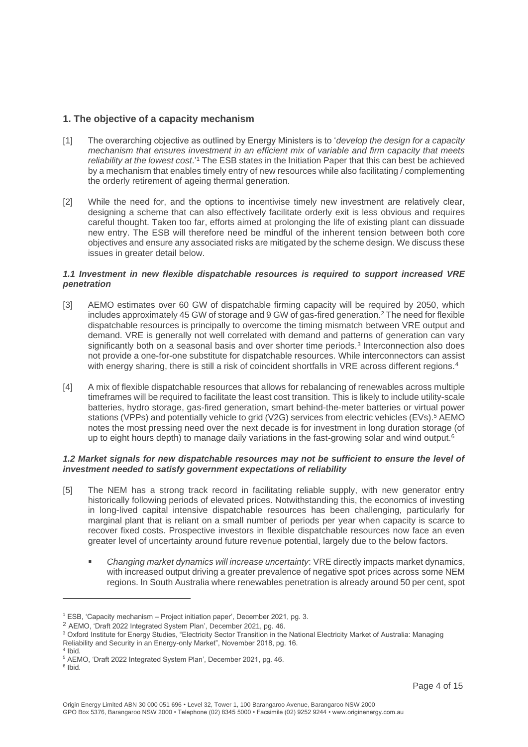## 1. The objective of a capacity mechanism

[1] The overarching objective as outlined by Energy Ministers is to '*develop the design for a capacity mechanism that ensures investment in an efficient mix of variable and firm capacity that meets reliability at the lowest cost*.'[1] The ESB states in the Initiation Paper that this can best be achieved by a mechanism that enables timely entry of new resources while also facilitating / complementing the orderly retirement of ageing thermal generation.

[2] While the need for, and the options to incentivise timely new investment are relatively clear, designing a scheme that can also effectively facilitate orderly exit is less obvious and requires careful thought. Taken too far, efforts aimed at prolonging the life of existing plant can dissuade new entry. The ESB will therefore need be mindful of the inherent tension between both core objectives and ensure any associated risks are mitigated by the scheme design. We discuss these issues in greater detail below.

### *1.1 Investment in new flexible dispatchable resources is required to support increased VRE penetration*

[3] AEMO estimates over 60 GW of dispatchable firming capacity will be required by 2050, which includes approximately 45 GW of storage and 9 GW of gas-fired generation.[2] The need for flexible dispatchable resources is principally to overcome the timing mismatch between VRE output and demand. VRE is generally not well correlated with demand and patterns of generation can vary significantly both on a seasonal basis and over shorter time periods.[3] Interconnection also does not provide a one-for-one substitute for dispatchable resources. While interconnectors can assist with energy sharing, there is still a risk of coincident shortfalls in VRE across different regions.[4]

[4] A mix of flexible dispatchable resources that allows for rebalancing of renewables across multiple timeframes will be required to facilitate the least cost transition. This is likely to include utility-scale batteries, hydro storage, gas-fired generation, smart behind-the-meter batteries or virtual power stations (VPPs) and potentially vehicle to grid (V2G) services from electric vehicles (EVs).[5] AEMO notes the most pressing need over the next decade is for investment in long duration storage (of up to eight hours depth) to manage daily variations in the fast-growing solar and wind output.[6]

### *1.2 Market signals for new dispatchable resources may not be sufficient to ensure the level of investment needed to satisfy government expectations of reliability*

[5] The NEM has a strong track record in facilitating reliable supply, with new generator entry historically following periods of elevated prices. Notwithstanding this, the economics of investing in long-lived capital intensive dispatchable resources has been challenging, particularly for marginal plant that is reliant on a small number of periods per year when capacity is scarce to recover fixed costs. Prospective investors in flexible dispatchable resources now face an even greater level of uncertainty around future revenue potential, largely due to the below factors.

- *Changing market dynamics will increase uncertainty*: VRE directly impacts market dynamics, with increased output driving a greater prevalence of negative spot prices across some NEM regions. In South Australia where renewables penetration is already around 50 per cent, spot

---

[1] ESB, 'Capacity mechanism – Project initiation paper', December 2021, pg. 3.

[2] AEMO, 'Draft 2022 Integrated System Plan', December 2021, pg. 46.

[3] Oxford Institute for Energy Studies, "Electricity Sector Transition in the National Electricity Market of Australia: Managing Reliability and Security in an Energy-only Market", November 2018, pg. 16.

[4] Ibid.

[5] AEMO, 'Draft 2022 Integrated System Plan', December 2021, pg. 46.

[6] Ibid.

Origin Energy Limited ABN 30 000 051 696 • Level 32, Tower 1, 100 Barangaroo Avenue, Barangaroo NSW 2000
GPO Box 5376, Barangaroo NSW 2000 • Telephone (02) 8345 5000 • Facsimile (02) 9252 9244 • www.originenergy.com.au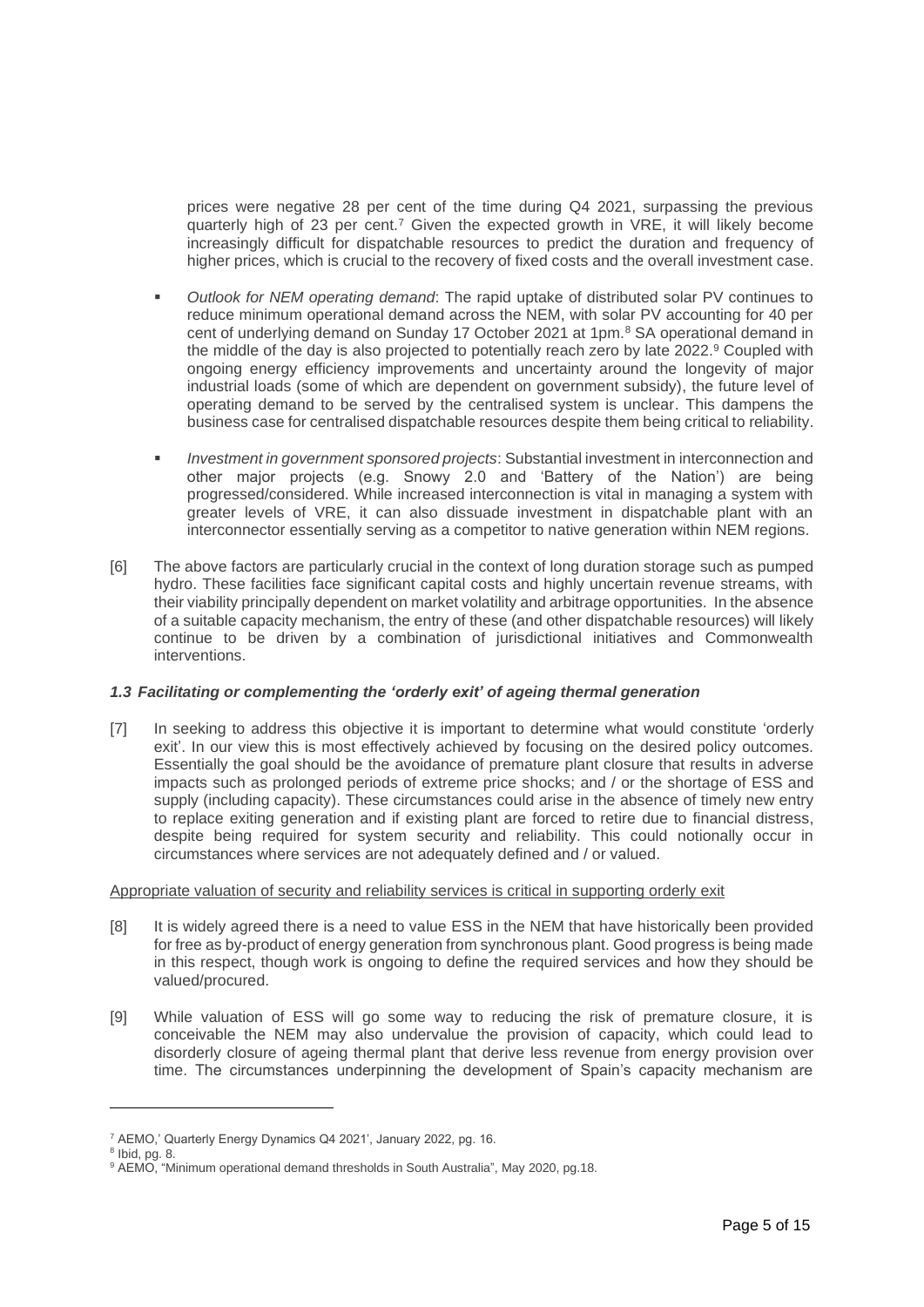prices were negative 28 per cent of the time during Q4 2021, surpassing the previous quarterly high of 23 per cent.[7] Given the expected growth in VRE, it will likely become increasingly difficult for dispatchable resources to predict the duration and frequency of higher prices, which is crucial to the recovery of fixed costs and the overall investment case.

- *Outlook for NEM operating demand*: The rapid uptake of distributed solar PV continues to reduce minimum operational demand across the NEM, with solar PV accounting for 40 per cent of underlying demand on Sunday 17 October 2021 at 1pm.[8] SA operational demand in the middle of the day is also projected to potentially reach zero by late 2022.[9] Coupled with ongoing energy efficiency improvements and uncertainty around the longevity of major industrial loads (some of which are dependent on government subsidy), the future level of operating demand to be served by the centralised system is unclear. This dampens the business case for centralised dispatchable resources despite them being critical to reliability.
- *Investment in government sponsored projects*: Substantial investment in interconnection and other major projects (e.g. Snowy 2.0 and 'Battery of the Nation') are being progressed/considered. While increased interconnection is vital in managing a system with greater levels of VRE, it can also dissuade investment in dispatchable plant with an interconnector essentially serving as a competitor to native generation within NEM regions.

[6] The above factors are particularly crucial in the context of long duration storage such as pumped hydro. These facilities face significant capital costs and highly uncertain revenue streams, with their viability principally dependent on market volatility and arbitrage opportunities. In the absence of a suitable capacity mechanism, the entry of these (and other dispatchable resources) will likely continue to be driven by a combination of jurisdictional initiatives and Commonwealth interventions.

### *1.3 Facilitating or complementing the 'orderly exit' of ageing thermal generation*

[7] In seeking to address this objective it is important to determine what would constitute 'orderly exit'. In our view this is most effectively achieved by focusing on the desired policy outcomes. Essentially the goal should be the avoidance of premature plant closure that results in adverse impacts such as prolonged periods of extreme price shocks; and / or the shortage of ESS and supply (including capacity). These circumstances could arise in the absence of timely new entry to replace exiting generation and if existing plant are forced to retire due to financial distress, despite being required for system security and reliability. This could notionally occur in circumstances where services are not adequately defined and / or valued.

<u>Appropriate valuation of security and reliability services is critical in supporting orderly exit</u>

[8] It is widely agreed there is a need to value ESS in the NEM that have historically been provided for free as by-product of energy generation from synchronous plant. Good progress is being made in this respect, though work is ongoing to define the required services and how they should be valued/procured.

[9] While valuation of ESS will go some way to reducing the risk of premature closure, it is conceivable the NEM may also undervalue the provision of capacity, which could lead to disorderly closure of ageing thermal plant that derive less revenue from energy provision over time. The circumstances underpinning the development of Spain's capacity mechanism are

---

[7] AEMO,' Quarterly Energy Dynamics Q4 2021', January 2022, pg. 16.

[8] Ibid, pg. 8.

[9] AEMO, "Minimum operational demand thresholds in South Australia", May 2020, pg.18.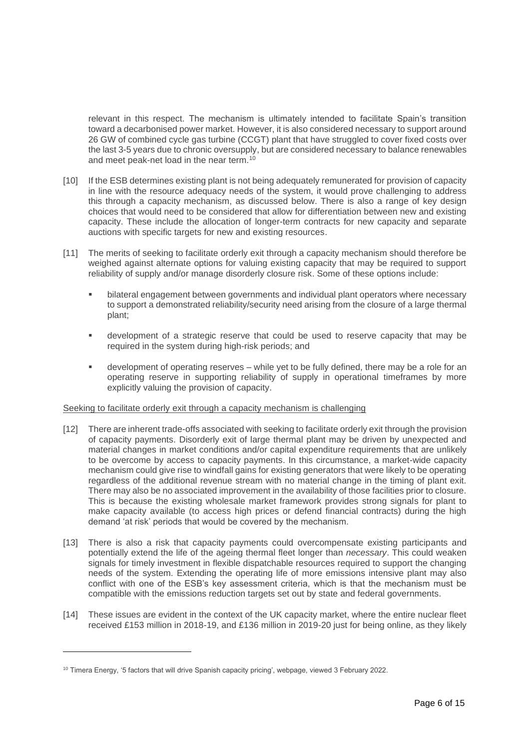relevant in this respect. The mechanism is ultimately intended to facilitate Spain's transition toward a decarbonised power market. However, it is also considered necessary to support around 26 GW of combined cycle gas turbine (CCGT) plant that have struggled to cover fixed costs over the last 3-5 years due to chronic oversupply, but are considered necessary to balance renewables and meet peak-net load in the near term.[10]

[10] If the ESB determines existing plant is not being adequately remunerated for provision of capacity in line with the resource adequacy needs of the system, it would prove challenging to address this through a capacity mechanism, as discussed below. There is also a range of key design choices that would need to be considered that allow for differentiation between new and existing capacity. These include the allocation of longer-term contracts for new capacity and separate auctions with specific targets for new and existing resources.

[11] The merits of seeking to facilitate orderly exit through a capacity mechanism should therefore be weighed against alternate options for valuing existing capacity that may be required to support reliability of supply and/or manage disorderly closure risk. Some of these options include:

- bilateral engagement between governments and individual plant operators where necessary to support a demonstrated reliability/security need arising from the closure of a large thermal plant;
- development of a strategic reserve that could be used to reserve capacity that may be required in the system during high-risk periods; and
- development of operating reserves – while yet to be fully defined, there may be a role for an operating reserve in supporting reliability of supply in operational timeframes by more explicitly valuing the provision of capacity.

<u>Seeking to facilitate orderly exit through a capacity mechanism is challenging</u>

[12] There are inherent trade-offs associated with seeking to facilitate orderly exit through the provision of capacity payments. Disorderly exit of large thermal plant may be driven by unexpected and material changes in market conditions and/or capital expenditure requirements that are unlikely to be overcome by access to capacity payments. In this circumstance, a market-wide capacity mechanism could give rise to windfall gains for existing generators that were likely to be operating regardless of the additional revenue stream with no material change in the timing of plant exit. There may also be no associated improvement in the availability of those facilities prior to closure. This is because the existing wholesale market framework provides strong signals for plant to make capacity available (to access high prices or defend financial contracts) during the high demand 'at risk' periods that would be covered by the mechanism.

[13] There is also a risk that capacity payments could overcompensate existing participants and potentially extend the life of the ageing thermal fleet longer than *necessary*. This could weaken signals for timely investment in flexible dispatchable resources required to support the changing needs of the system. Extending the operating life of more emissions intensive plant may also conflict with one of the ESB's key assessment criteria, which is that the mechanism must be compatible with the emissions reduction targets set out by state and federal governments.

[14] These issues are evident in the context of the UK capacity market, where the entire nuclear fleet received £153 million in 2018-19, and £136 million in 2019-20 just for being online, as they likely

---

[10] Timera Energy, '5 factors that will drive Spanish capacity pricing', webpage, viewed 3 February 2022.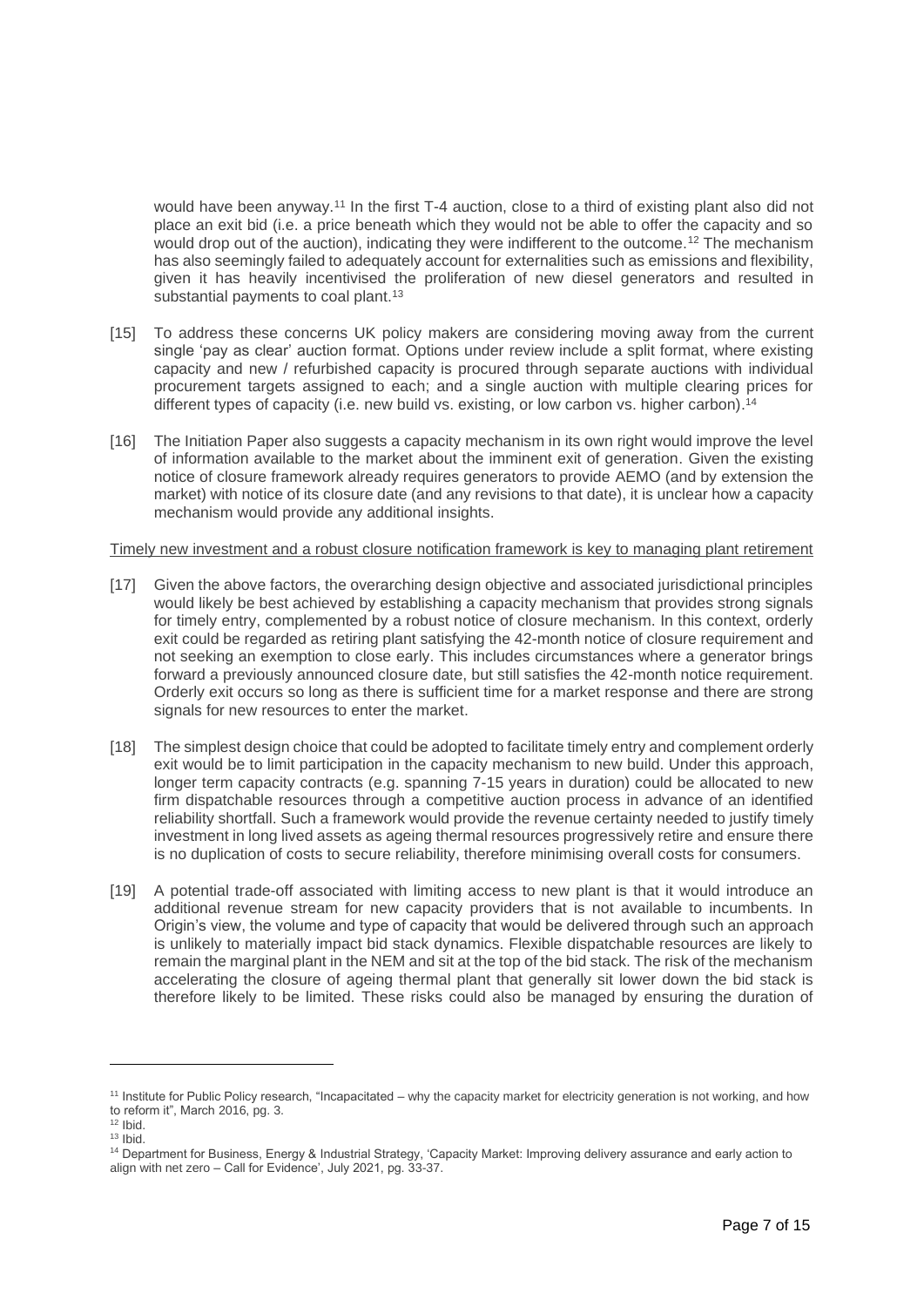would have been anyway.[11] In the first T-4 auction, close to a third of existing plant also did not place an exit bid (i.e. a price beneath which they would not be able to offer the capacity and so would drop out of the auction), indicating they were indifferent to the outcome.[12] The mechanism has also seemingly failed to adequately account for externalities such as emissions and flexibility, given it has heavily incentivised the proliferation of new diesel generators and resulted in substantial payments to coal plant.[13]

[15] To address these concerns UK policy makers are considering moving away from the current single 'pay as clear' auction format. Options under review include a split format, where existing capacity and new / refurbished capacity is procured through separate auctions with individual procurement targets assigned to each; and a single auction with multiple clearing prices for different types of capacity (i.e. new build vs. existing, or low carbon vs. higher carbon).[14]

[16] The Initiation Paper also suggests a capacity mechanism in its own right would improve the level of information available to the market about the imminent exit of generation. Given the existing notice of closure framework already requires generators to provide AEMO (and by extension the market) with notice of its closure date (and any revisions to that date), it is unclear how a capacity mechanism would provide any additional insights.

<u>Timely new investment and a robust closure notification framework is key to managing plant retirement</u>

[17] Given the above factors, the overarching design objective and associated jurisdictional principles would likely be best achieved by establishing a capacity mechanism that provides strong signals for timely entry, complemented by a robust notice of closure mechanism. In this context, orderly exit could be regarded as retiring plant satisfying the 42-month notice of closure requirement and not seeking an exemption to close early. This includes circumstances where a generator brings forward a previously announced closure date, but still satisfies the 42-month notice requirement. Orderly exit occurs so long as there is sufficient time for a market response and there are strong signals for new resources to enter the market.

[18] The simplest design choice that could be adopted to facilitate timely entry and complement orderly exit would be to limit participation in the capacity mechanism to new build. Under this approach, longer term capacity contracts (e.g. spanning 7-15 years in duration) could be allocated to new firm dispatchable resources through a competitive auction process in advance of an identified reliability shortfall. Such a framework would provide the revenue certainty needed to justify timely investment in long lived assets as ageing thermal resources progressively retire and ensure there is no duplication of costs to secure reliability, therefore minimising overall costs for consumers.

[19] A potential trade-off associated with limiting access to new plant is that it would introduce an additional revenue stream for new capacity providers that is not available to incumbents. In Origin's view, the volume and type of capacity that would be delivered through such an approach is unlikely to materially impact bid stack dynamics. Flexible dispatchable resources are likely to remain the marginal plant in the NEM and sit at the top of the bid stack. The risk of the mechanism accelerating the closure of ageing thermal plant that generally sit lower down the bid stack is therefore likely to be limited. These risks could also be managed by ensuring the duration of

---

[11] Institute for Public Policy research, "Incapacitated – why the capacity market for electricity generation is not working, and how to reform it", March 2016, pg. 3.

[12] Ibid.

[13] Ibid.

[14] Department for Business, Energy & Industrial Strategy, 'Capacity Market: Improving delivery assurance and early action to align with net zero – Call for Evidence', July 2021, pg. 33-37.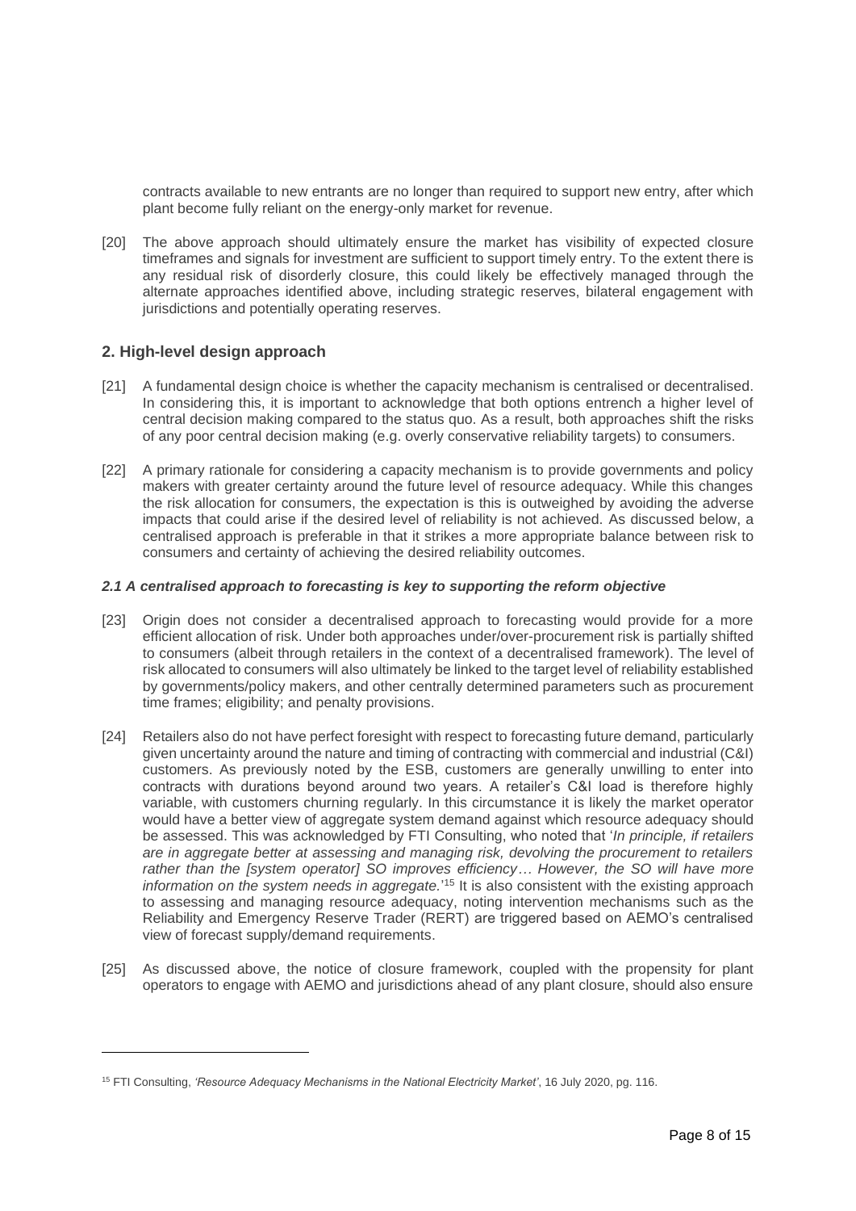contracts available to new entrants are no longer than required to support new entry, after which plant become fully reliant on the energy-only market for revenue.

[20] The above approach should ultimately ensure the market has visibility of expected closure timeframes and signals for investment are sufficient to support timely entry. To the extent there is any residual risk of disorderly closure, this could likely be effectively managed through the alternate approaches identified above, including strategic reserves, bilateral engagement with jurisdictions and potentially operating reserves.

## 2. High-level design approach

[21] A fundamental design choice is whether the capacity mechanism is centralised or decentralised. In considering this, it is important to acknowledge that both options entrench a higher level of central decision making compared to the status quo. As a result, both approaches shift the risks of any poor central decision making (e.g. overly conservative reliability targets) to consumers.

[22] A primary rationale for considering a capacity mechanism is to provide governments and policy makers with greater certainty around the future level of resource adequacy. While this changes the risk allocation for consumers, the expectation is this is outweighed by avoiding the adverse impacts that could arise if the desired level of reliability is not achieved. As discussed below, a centralised approach is preferable in that it strikes a more appropriate balance between risk to consumers and certainty of achieving the desired reliability outcomes.

### *2.1 A centralised approach to forecasting is key to supporting the reform objective*

[23] Origin does not consider a decentralised approach to forecasting would provide for a more efficient allocation of risk. Under both approaches under/over-procurement risk is partially shifted to consumers (albeit through retailers in the context of a decentralised framework). The level of risk allocated to consumers will also ultimately be linked to the target level of reliability established by governments/policy makers, and other centrally determined parameters such as procurement time frames; eligibility; and penalty provisions.

[24] Retailers also do not have perfect foresight with respect to forecasting future demand, particularly given uncertainty around the nature and timing of contracting with commercial and industrial (C&I) customers. As previously noted by the ESB, customers are generally unwilling to enter into contracts with durations beyond around two years. A retailer's C&I load is therefore highly variable, with customers churning regularly. In this circumstance it is likely the market operator would have a better view of aggregate system demand against which resource adequacy should be assessed. This was acknowledged by FTI Consulting, who noted that '*In principle, if retailers are in aggregate better at assessing and managing risk, devolving the procurement to retailers rather than the [system operator] SO improves efficiency… However, the SO will have more information on the system needs in aggregate.*'[15] It is also consistent with the existing approach to assessing and managing resource adequacy, noting intervention mechanisms such as the Reliability and Emergency Reserve Trader (RERT) are triggered based on AEMO's centralised view of forecast supply/demand requirements.

[25] As discussed above, the notice of closure framework, coupled with the propensity for plant operators to engage with AEMO and jurisdictions ahead of any plant closure, should also ensure

[15] FTI Consulting, *'Resource Adequacy Mechanisms in the National Electricity Market'*, 16 July 2020, pg. 116.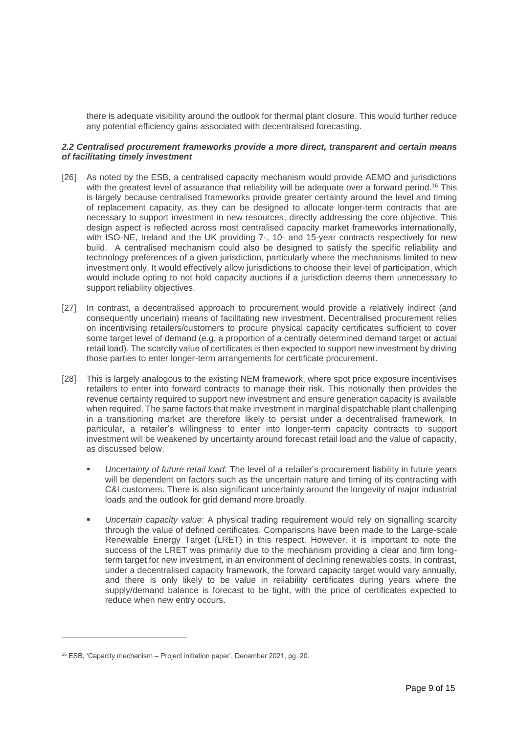there is adequate visibility around the outlook for thermal plant closure. This would further reduce any potential efficiency gains associated with decentralised forecasting.

### *2.2 Centralised procurement frameworks provide a more direct, transparent and certain means of facilitating timely investment*

[26] As noted by the ESB, a centralised capacity mechanism would provide AEMO and jurisdictions with the greatest level of assurance that reliability will be adequate over a forward period.[16] This is largely because centralised frameworks provide greater certainty around the level and timing of replacement capacity, as they can be designed to allocate longer-term contracts that are necessary to support investment in new resources, directly addressing the core objective. This design aspect is reflected across most centralised capacity market frameworks internationally, with ISO-NE, Ireland and the UK providing 7-, 10- and 15-year contracts respectively for new build. A centralised mechanism could also be designed to satisfy the specific reliability and technology preferences of a given jurisdiction, particularly where the mechanisms limited to new investment only. It would effectively allow jurisdictions to choose their level of participation, which would include opting to not hold capacity auctions if a jurisdiction deems them unnecessary to support reliability objectives.

[27] In contrast, a decentralised approach to procurement would provide a relatively indirect (and consequently uncertain) means of facilitating new investment. Decentralised procurement relies on incentivising retailers/customers to procure physical capacity certificates sufficient to cover some target level of demand (e.g. a proportion of a centrally determined demand target or actual retail load). The scarcity value of certificates is then expected to support new investment by driving those parties to enter longer-term arrangements for certificate procurement.

[28] This is largely analogous to the existing NEM framework, where spot price exposure incentivises retailers to enter into forward contracts to manage their risk. This notionally then provides the revenue certainty required to support new investment and ensure generation capacity is available when required. The same factors that make investment in marginal dispatchable plant challenging in a transitioning market are therefore likely to persist under a decentralised framework. In particular, a retailer's willingness to enter into longer-term capacity contracts to support investment will be weakened by uncertainty around forecast retail load and the value of capacity, as discussed below.

- *Uncertainty of future retail load*: The level of a retailer's procurement liability in future years will be dependent on factors such as the uncertain nature and timing of its contracting with C&I customers. There is also significant uncertainty around the longevity of major industrial loads and the outlook for grid demand more broadly.
- *Uncertain capacity value*: A physical trading requirement would rely on signalling scarcity through the value of defined certificates. Comparisons have been made to the Large-scale Renewable Energy Target (LRET) in this respect. However, it is important to note the success of the LRET was primarily due to the mechanism providing a clear and firm long-term target for new investment, in an environment of declining renewables costs. In contrast, under a decentralised capacity framework, the forward capacity target would vary annually, and there is only likely to be value in reliability certificates during years where the supply/demand balance is forecast to be tight, with the price of certificates expected to reduce when new entry occurs.

[16] ESB, 'Capacity mechanism – Project initiation paper', December 2021, pg. 20.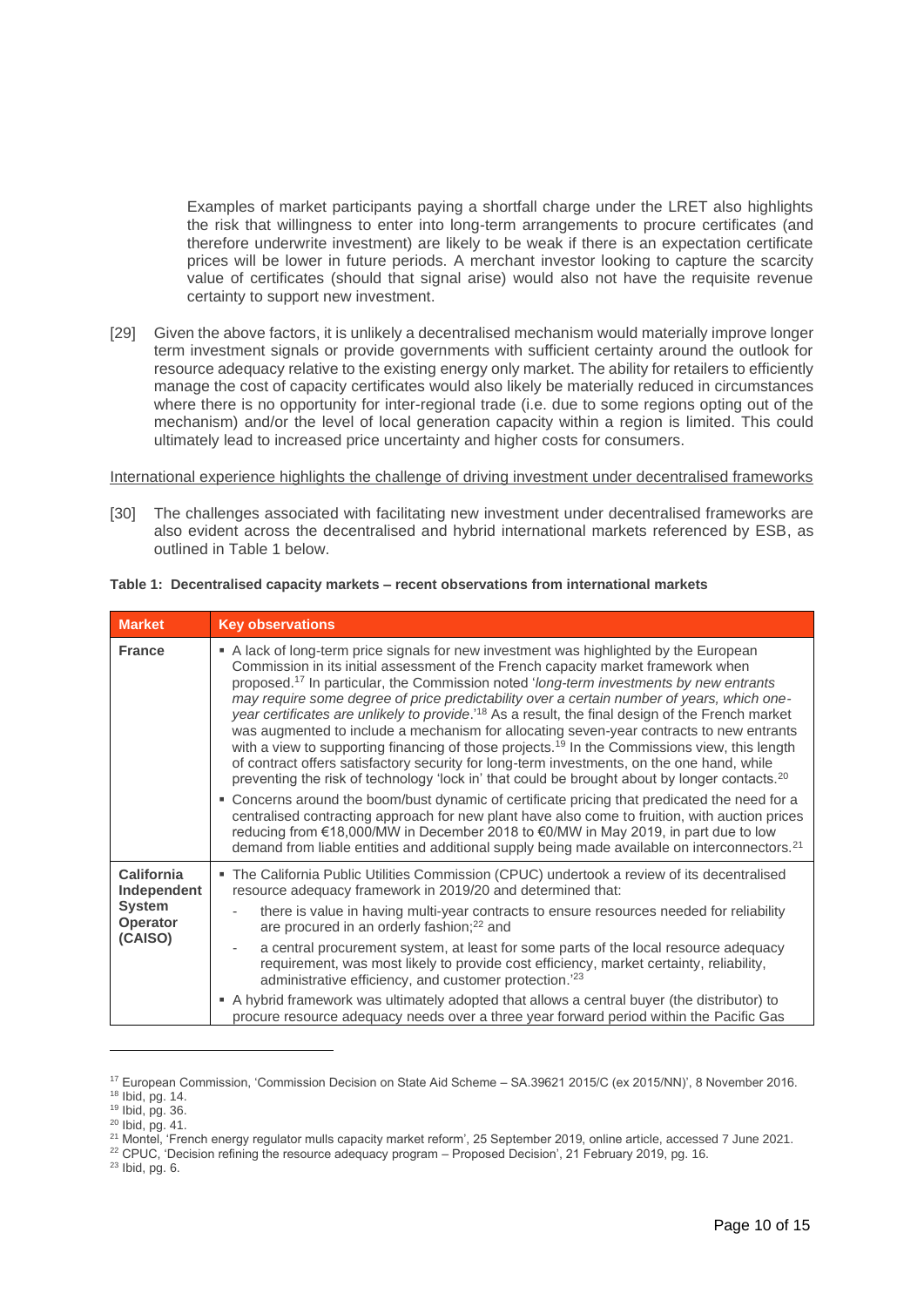Examples of market participants paying a shortfall charge under the LRET also highlights the risk that willingness to enter into long-term arrangements to procure certificates (and therefore underwrite investment) are likely to be weak if there is an expectation certificate prices will be lower in future periods. A merchant investor looking to capture the scarcity value of certificates (should that signal arise) would also not have the requisite revenue certainty to support new investment.

[29] Given the above factors, it is unlikely a decentralised mechanism would materially improve longer term investment signals or provide governments with sufficient certainty around the outlook for resource adequacy relative to the existing energy only market. The ability for retailers to efficiently manage the cost of capacity certificates would also likely be materially reduced in circumstances where there is no opportunity for inter-regional trade (i.e. due to some regions opting out of the mechanism) and/or the level of local generation capacity within a region is limited. This could ultimately lead to increased price uncertainty and higher costs for consumers.

International experience highlights the challenge of driving investment under decentralised frameworks

[30] The challenges associated with facilitating new investment under decentralised frameworks are also evident across the decentralised and hybrid international markets referenced by ESB, as outlined in Table 1 below.

**Table 1: Decentralised capacity markets – recent observations from international markets**

| Market | Key observations |
| --- | --- |
| **France** | ▪ A lack of long-term price signals for new investment was highlighted by the European Commission in its initial assessment of the French capacity market framework when proposed.[17] In particular, the Commission noted '*long-term investments by new entrants may require some degree of price predictability over a certain number of years, which one-year certificates are unlikely to provide*.'[18] As a result, the final design of the French market was augmented to include a mechanism for allocating seven-year contracts to new entrants with a view to supporting financing of those projects.[19] In the Commissions view, this length of contract offers satisfactory security for long-term investments, on the one hand, while preventing the risk of technology 'lock in' that could be brought about by longer contacts.[20]<br>▪ Concerns around the boom/bust dynamic of certificate pricing that predicated the need for a centralised contracting approach for new plant have also come to fruition, with auction prices reducing from €18,000/MW in December 2018 to €0/MW in May 2019, in part due to low demand from liable entities and additional supply being made available on interconnectors.[21] |
| **California Independent System Operator (CAISO)** | ▪ The California Public Utilities Commission (CPUC) undertook a review of its decentralised resource adequacy framework in 2019/20 and determined that:<br>- there is value in having multi-year contracts to ensure resources needed for reliability are procured in an orderly fashion;[22] and<br>- a central procurement system, at least for some parts of the local resource adequacy requirement, was most likely to provide cost efficiency, market certainty, reliability, administrative efficiency, and customer protection.'[23]<br>▪ A hybrid framework was ultimately adopted that allows a central buyer (the distributor) to procure resource adequacy needs over a three year forward period within the Pacific Gas |

[17] European Commission, 'Commission Decision on State Aid Scheme – SA.39621 2015/C (ex 2015/NN)', 8 November 2016.
[18] Ibid, pg. 14.
[19] Ibid, pg. 36.
[20] Ibid, pg. 41.
[21] Montel, 'French energy regulator mulls capacity market reform', 25 September 2019, online article, accessed 7 June 2021.
[22] CPUC, 'Decision refining the resource adequacy program – Proposed Decision', 21 February 2019, pg. 16.
[23] Ibid, pg. 6.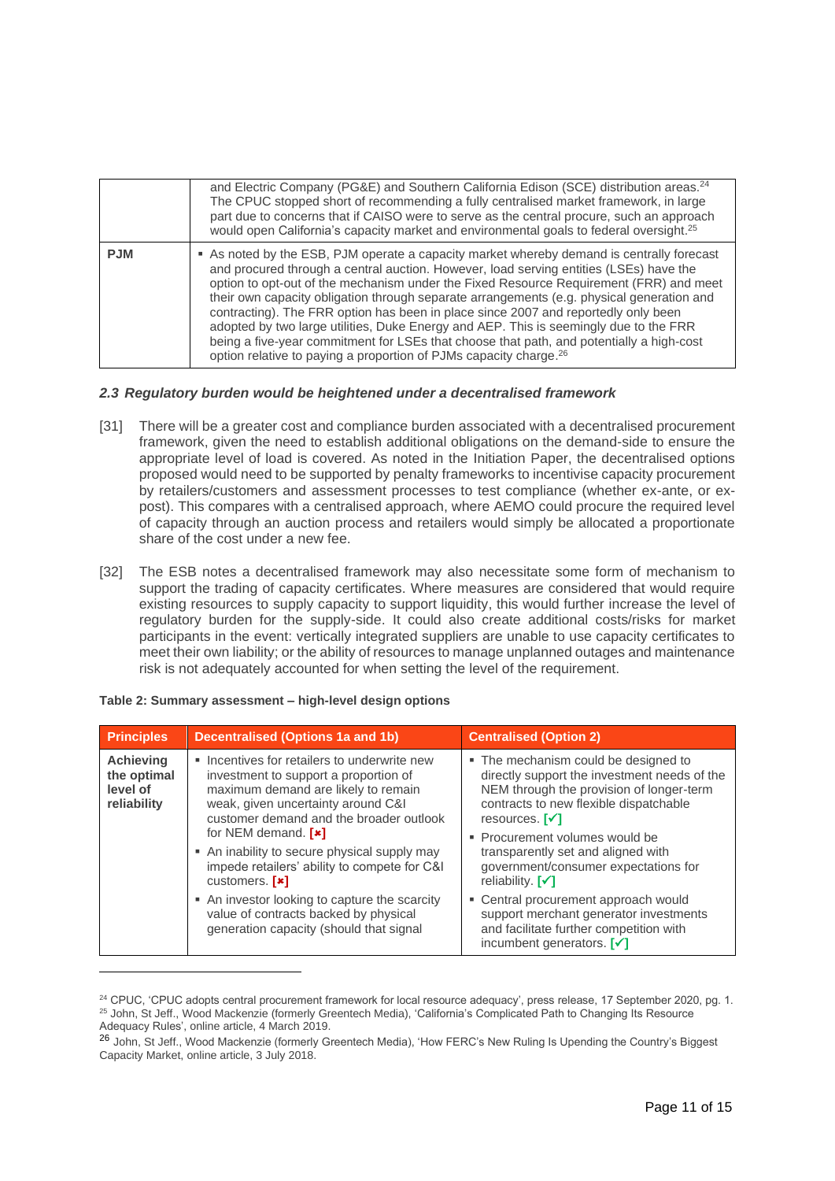|  | and Electric Company (PG&E) and Southern California Edison (SCE) distribution areas.[24] The CPUC stopped short of recommending a fully centralised market framework, in large part due to concerns that if CAISO were to serve as the central procure, such an approach would open California's capacity market and environmental goals to federal oversight.[25] |
| --- | --- |
| **PJM** | ▪ As noted by the ESB, PJM operate a capacity market whereby demand is centrally forecast and procured through a central auction. However, load serving entities (LSEs) have the option to opt-out of the mechanism under the Fixed Resource Requirement (FRR) and meet their own capacity obligation through separate arrangements (e.g. physical generation and contracting). The FRR option has been in place since 2007 and reportedly only been adopted by two large utilities, Duke Energy and AEP. This is seemingly due to the FRR being a five-year commitment for LSEs that choose that path, and potentially a high-cost option relative to paying a proportion of PJMs capacity charge.[26] |

### *2.3 Regulatory burden would be heightened under a decentralised framework*

[31] There will be a greater cost and compliance burden associated with a decentralised procurement framework, given the need to establish additional obligations on the demand-side to ensure the appropriate level of load is covered. As noted in the Initiation Paper, the decentralised options proposed would need to be supported by penalty frameworks to incentivise capacity procurement by retailers/customers and assessment processes to test compliance (whether ex-ante, or ex-post). This compares with a centralised approach, where AEMO could procure the required level of capacity through an auction process and retailers would simply be allocated a proportionate share of the cost under a new fee.

[32] The ESB notes a decentralised framework may also necessitate some form of mechanism to support the trading of capacity certificates. Where measures are considered that would require existing resources to supply capacity to support liquidity, this would further increase the level of regulatory burden for the supply-side. It could also create additional costs/risks for market participants in the event: vertically integrated suppliers are unable to use capacity certificates to meet their own liability; or the ability of resources to manage unplanned outages and maintenance risk is not adequately accounted for when setting the level of the requirement.

**Table 2: Summary assessment – high-level design options**

| Principles | Decentralised (Options 1a and 1b) | Centralised (Option 2) |
| --- | --- | --- |
| **Achieving the optimal level of reliability** | ▪ Incentives for retailers to underwrite new investment to support a proportion of maximum demand are likely to remain weak, given uncertainty around C&I customer demand and the broader outlook for NEM demand. [✗]<br>▪ An inability to secure physical supply may impede retailers' ability to compete for C&I customers. [✗]<br>▪ An investor looking to capture the scarcity value of contracts backed by physical generation capacity (should that signal | ▪ The mechanism could be designed to directly support the investment needs of the NEM through the provision of longer-term contracts to new flexible dispatchable resources. [✓]<br>▪ Procurement volumes would be transparently set and aligned with government/consumer expectations for reliability. [✓]<br>▪ Central procurement approach would support merchant generator investments and facilitate further competition with incumbent generators. [✓] |

[24] CPUC, 'CPUC adopts central procurement framework for local resource adequacy', press release, 17 September 2020, pg. 1.

[25] John, St Jeff., Wood Mackenzie (formerly Greentech Media), 'California's Complicated Path to Changing Its Resource Adequacy Rules', online article, 4 March 2019.

[26] John, St Jeff., Wood Mackenzie (formerly Greentech Media), 'How FERC's New Ruling Is Upending the Country's Biggest Capacity Market, online article, 3 July 2018.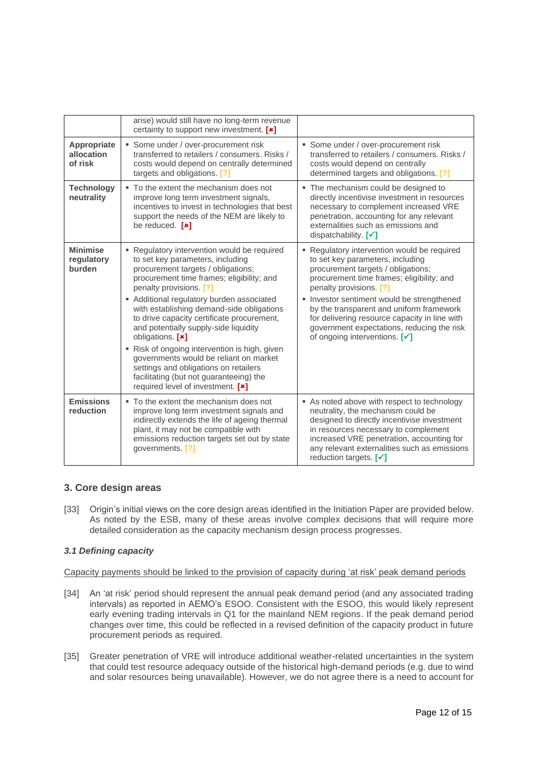| | | |
|---|---|---|
| | arise) would still have no long-term revenue certainty to support new investment. [×] | |
| **Appropriate allocation of risk** | ▪ Some under / over-procurement risk transferred to retailers / consumers. Risks / costs would depend on centrally determined targets and obligations. [?] | ▪ Some under / over-procurement risk transferred to retailers / consumers. Risks / costs would depend on centrally determined targets and obligations. [?] |
| **Technology neutrality** | ▪ To the extent the mechanism does not improve long term investment signals, incentives to invest in technologies that best support the needs of the NEM are likely to be reduced. [×] | ▪ The mechanism could be designed to directly incentivise investment in resources necessary to complement increased VRE penetration, accounting for any relevant externalities such as emissions and dispatchability. [✓] |
| **Minimise regulatory burden** | ▪ Regulatory intervention would be required to set key parameters, including procurement targets / obligations; procurement time frames; eligibility; and penalty provisions. [?] <br> ▪ Additional regulatory burden associated with establishing demand-side obligations to drive capacity certificate procurement, and potentially supply-side liquidity obligations. [×] <br> ▪ Risk of ongoing intervention is high, given governments would be reliant on market settings and obligations on retailers facilitating (but not guaranteeing) the required level of investment. [×] | ▪ Regulatory intervention would be required to set key parameters, including procurement targets / obligations; procurement time frames; eligibility; and penalty provisions. [?] <br> ▪ Investor sentiment would be strengthened by the transparent and uniform framework for delivering resource capacity in line with government expectations, reducing the risk of ongoing interventions. [✓] |
| **Emissions reduction** | ▪ To the extent the mechanism does not improve long term investment signals and indirectly extends the life of ageing thermal plant, it may not be compatible with emissions reduction targets set out by state governments. [?] | ▪ As noted above with respect to technology neutrality, the mechanism could be designed to directly incentivise investment in resources necessary to complement increased VRE penetration, accounting for any relevant externalities such as emissions reduction targets. [✓] |

## 3. Core design areas

[33] Origin's initial views on the core design areas identified in the Initiation Paper are provided below. As noted by the ESB, many of these areas involve complex decisions that will require more detailed consideration as the capacity mechanism design process progresses.

### *3.1 Defining capacity*

Capacity payments should be linked to the provision of capacity during 'at risk' peak demand periods

[34] An 'at risk' period should represent the annual peak demand period (and any associated trading intervals) as reported in AEMO's ESOO. Consistent with the ESOO, this would likely represent early evening trading intervals in Q1 for the mainland NEM regions. If the peak demand period changes over time, this could be reflected in a revised definition of the capacity product in future procurement periods as required.

[35] Greater penetration of VRE will introduce additional weather-related uncertainties in the system that could test resource adequacy outside of the historical high-demand periods (e.g. due to wind and solar resources being unavailable). However, we do not agree there is a need to account for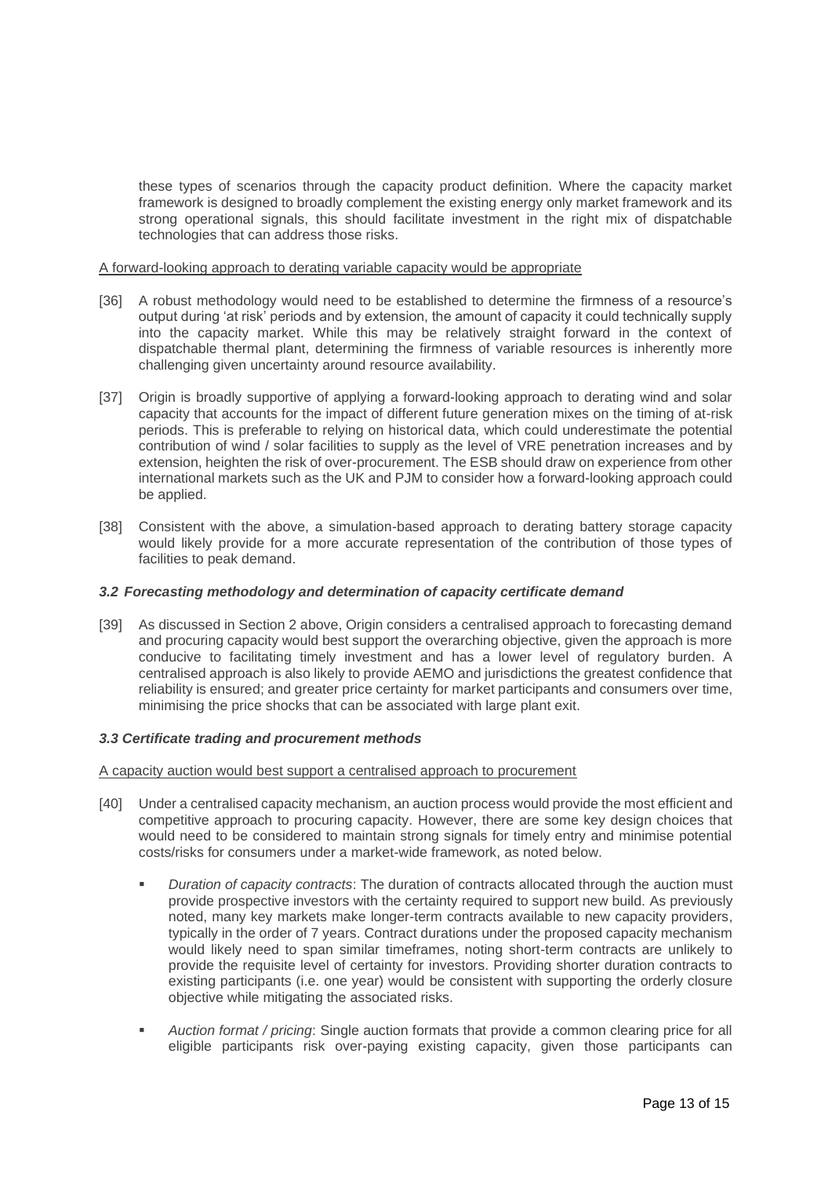these types of scenarios through the capacity product definition. Where the capacity market framework is designed to broadly complement the existing energy only market framework and its strong operational signals, this should facilitate investment in the right mix of dispatchable technologies that can address those risks.

<u>A forward-looking approach to derating variable capacity would be appropriate</u>

[36] A robust methodology would need to be established to determine the firmness of a resource's output during 'at risk' periods and by extension, the amount of capacity it could technically supply into the capacity market. While this may be relatively straight forward in the context of dispatchable thermal plant, determining the firmness of variable resources is inherently more challenging given uncertainty around resource availability.

[37] Origin is broadly supportive of applying a forward-looking approach to derating wind and solar capacity that accounts for the impact of different future generation mixes on the timing of at-risk periods. This is preferable to relying on historical data, which could underestimate the potential contribution of wind / solar facilities to supply as the level of VRE penetration increases and by extension, heighten the risk of over-procurement. The ESB should draw on experience from other international markets such as the UK and PJM to consider how a forward-looking approach could be applied.

[38] Consistent with the above, a simulation-based approach to derating battery storage capacity would likely provide for a more accurate representation of the contribution of those types of facilities to peak demand.

### *3.2 Forecasting methodology and determination of capacity certificate demand*

[39] As discussed in Section 2 above, Origin considers a centralised approach to forecasting demand and procuring capacity would best support the overarching objective, given the approach is more conducive to facilitating timely investment and has a lower level of regulatory burden. A centralised approach is also likely to provide AEMO and jurisdictions the greatest confidence that reliability is ensured; and greater price certainty for market participants and consumers over time, minimising the price shocks that can be associated with large plant exit.

### *3.3 Certificate trading and procurement methods*

<u>A capacity auction would best support a centralised approach to procurement</u>

[40] Under a centralised capacity mechanism, an auction process would provide the most efficient and competitive approach to procuring capacity. However, there are some key design choices that would need to be considered to maintain strong signals for timely entry and minimise potential costs/risks for consumers under a market-wide framework, as noted below.

- *Duration of capacity contracts*: The duration of contracts allocated through the auction must provide prospective investors with the certainty required to support new build. As previously noted, many key markets make longer-term contracts available to new capacity providers, typically in the order of 7 years. Contract durations under the proposed capacity mechanism would likely need to span similar timeframes, noting short-term contracts are unlikely to provide the requisite level of certainty for investors. Providing shorter duration contracts to existing participants (i.e. one year) would be consistent with supporting the orderly closure objective while mitigating the associated risks.

- *Auction format / pricing*: Single auction formats that provide a common clearing price for all eligible participants risk over-paying existing capacity, given those participants can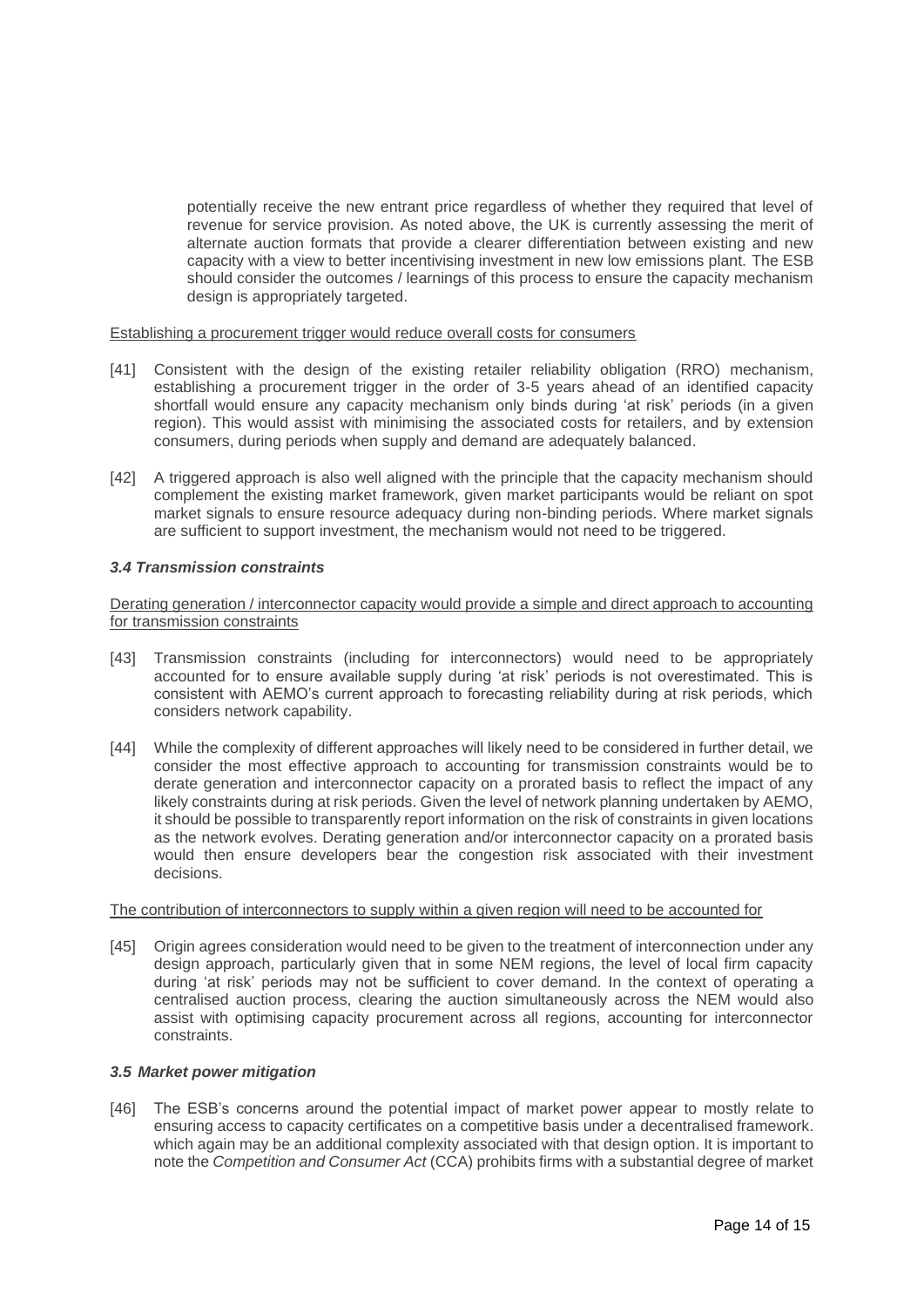potentially receive the new entrant price regardless of whether they required that level of revenue for service provision. As noted above, the UK is currently assessing the merit of alternate auction formats that provide a clearer differentiation between existing and new capacity with a view to better incentivising investment in new low emissions plant. The ESB should consider the outcomes / learnings of this process to ensure the capacity mechanism design is appropriately targeted.

Establishing a procurement trigger would reduce overall costs for consumers

[41] Consistent with the design of the existing retailer reliability obligation (RRO) mechanism, establishing a procurement trigger in the order of 3-5 years ahead of an identified capacity shortfall would ensure any capacity mechanism only binds during 'at risk' periods (in a given region). This would assist with minimising the associated costs for retailers, and by extension consumers, during periods when supply and demand are adequately balanced.

[42] A triggered approach is also well aligned with the principle that the capacity mechanism should complement the existing market framework, given market participants would be reliant on spot market signals to ensure resource adequacy during non-binding periods. Where market signals are sufficient to support investment, the mechanism would not need to be triggered.

### *3.4 Transmission constraints*

Derating generation / interconnector capacity would provide a simple and direct approach to accounting for transmission constraints

[43] Transmission constraints (including for interconnectors) would need to be appropriately accounted for to ensure available supply during 'at risk' periods is not overestimated. This is consistent with AEMO's current approach to forecasting reliability during at risk periods, which considers network capability.

[44] While the complexity of different approaches will likely need to be considered in further detail, we consider the most effective approach to accounting for transmission constraints would be to derate generation and interconnector capacity on a prorated basis to reflect the impact of any likely constraints during at risk periods. Given the level of network planning undertaken by AEMO, it should be possible to transparently report information on the risk of constraints in given locations as the network evolves. Derating generation and/or interconnector capacity on a prorated basis would then ensure developers bear the congestion risk associated with their investment decisions.

The contribution of interconnectors to supply within a given region will need to be accounted for

[45] Origin agrees consideration would need to be given to the treatment of interconnection under any design approach, particularly given that in some NEM regions, the level of local firm capacity during 'at risk' periods may not be sufficient to cover demand. In the context of operating a centralised auction process, clearing the auction simultaneously across the NEM would also assist with optimising capacity procurement across all regions, accounting for interconnector constraints.

### *3.5 Market power mitigation*

[46] The ESB's concerns around the potential impact of market power appear to mostly relate to ensuring access to capacity certificates on a competitive basis under a decentralised framework. which again may be an additional complexity associated with that design option. It is important to note the *Competition and Consumer Act* (CCA) prohibits firms with a substantial degree of market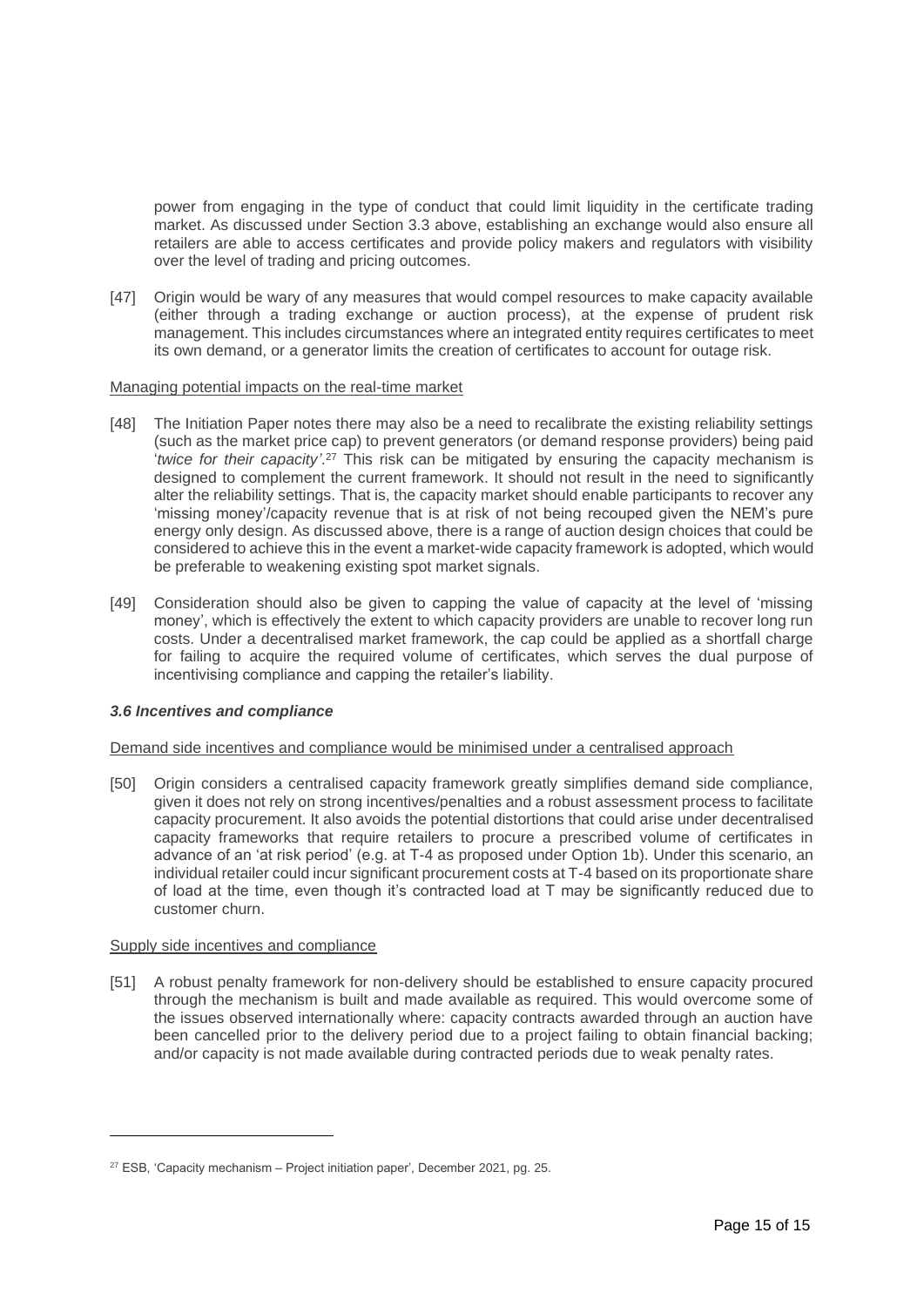power from engaging in the type of conduct that could limit liquidity in the certificate trading market. As discussed under Section 3.3 above, establishing an exchange would also ensure all retailers are able to access certificates and provide policy makers and regulators with visibility over the level of trading and pricing outcomes.

[47] Origin would be wary of any measures that would compel resources to make capacity available (either through a trading exchange or auction process), at the expense of prudent risk management. This includes circumstances where an integrated entity requires certificates to meet its own demand, or a generator limits the creation of certificates to account for outage risk.

Managing potential impacts on the real-time market

[48] The Initiation Paper notes there may also be a need to recalibrate the existing reliability settings (such as the market price cap) to prevent generators (or demand response providers) being paid '*twice for their capacity'*.[27] This risk can be mitigated by ensuring the capacity mechanism is designed to complement the current framework. It should not result in the need to significantly alter the reliability settings. That is, the capacity market should enable participants to recover any 'missing money'/capacity revenue that is at risk of not being recouped given the NEM's pure energy only design. As discussed above, there is a range of auction design choices that could be considered to achieve this in the event a market-wide capacity framework is adopted, which would be preferable to weakening existing spot market signals.

[49] Consideration should also be given to capping the value of capacity at the level of 'missing money', which is effectively the extent to which capacity providers are unable to recover long run costs. Under a decentralised market framework, the cap could be applied as a shortfall charge for failing to acquire the required volume of certificates, which serves the dual purpose of incentivising compliance and capping the retailer's liability.

### *3.6 Incentives and compliance*

Demand side incentives and compliance would be minimised under a centralised approach

[50] Origin considers a centralised capacity framework greatly simplifies demand side compliance, given it does not rely on strong incentives/penalties and a robust assessment process to facilitate capacity procurement. It also avoids the potential distortions that could arise under decentralised capacity frameworks that require retailers to procure a prescribed volume of certificates in advance of an 'at risk period' (e.g. at T-4 as proposed under Option 1b). Under this scenario, an individual retailer could incur significant procurement costs at T-4 based on its proportionate share of load at the time, even though it's contracted load at T may be significantly reduced due to customer churn.

Supply side incentives and compliance

[51] A robust penalty framework for non-delivery should be established to ensure capacity procured through the mechanism is built and made available as required. This would overcome some of the issues observed internationally where: capacity contracts awarded through an auction have been cancelled prior to the delivery period due to a project failing to obtain financial backing; and/or capacity is not made available during contracted periods due to weak penalty rates.

---

[27] ESB, 'Capacity mechanism – Project initiation paper', December 2021, pg. 25.